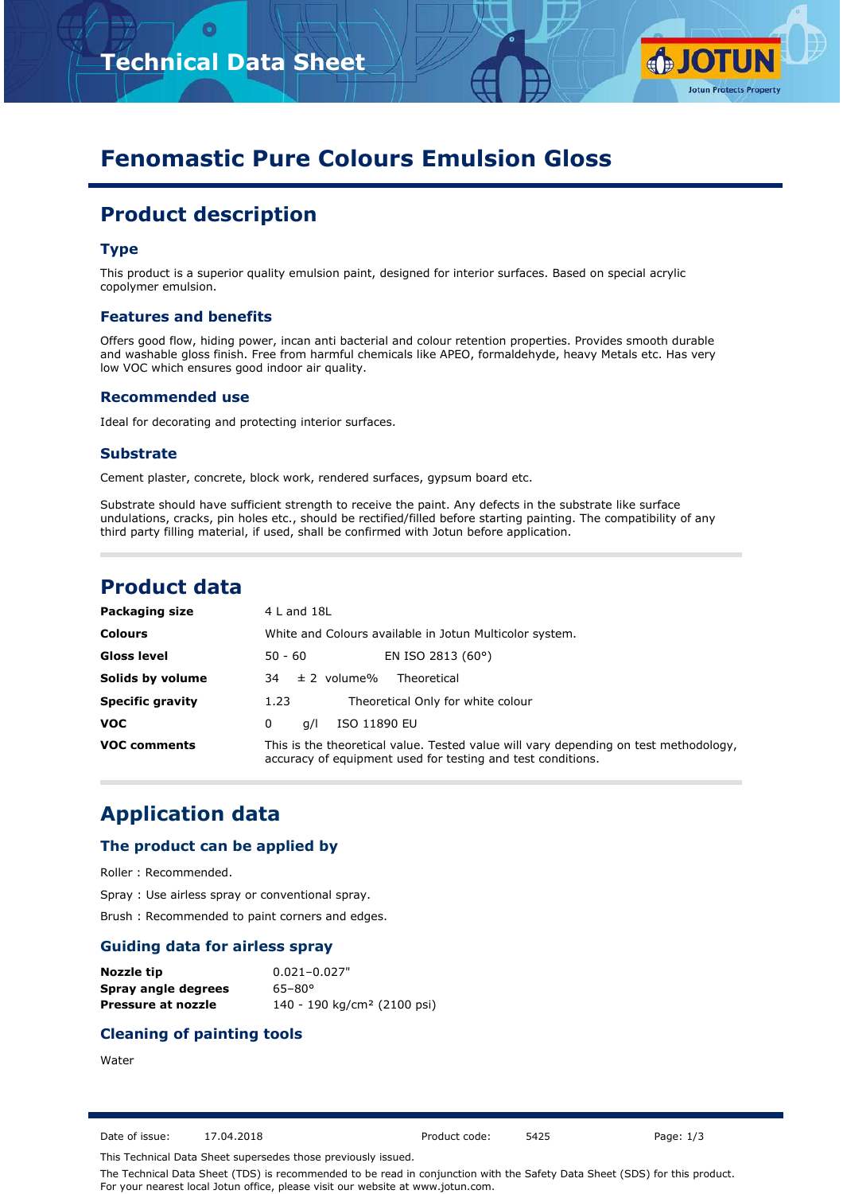# Technical Data Sheet

# Fenomastic Pure Colours Emulsion Gloss

## Product description

### Type

This product is a superior quality emulsion paint, designed for interior surfaces. Based on special acrylic copolymer emulsion.

### Features and benefits

Offers good flow, hiding power, incan anti bacterial and colour retention properties. Provides smooth durable and washable gloss finish. Free from harmful chemicals like APEO, formaldehyde, heavy Metals etc. Has very low VOC which ensures good indoor air quality.

### Recommended use

Ideal for decorating and protecting interior surfaces.

### Substrate

Cement plaster, concrete, block work, rendered surfaces, gypsum board etc.

Substrate should have sufficient strength to receive the paint. Any defects in the substrate like surface undulations, cracks, pin holes etc., should be rectified/filled before starting painting. The compatibility of any third party filling material, if used, shall be confirmed with Jotun before application.

## Product data

| | |
|---|---|
| **Packaging size** | 4 L and 18L |
| **Colours** | White and Colours available in Jotun Multicolor system. |
| **Gloss level** | 50 - 60 EN ISO 2813 (60°) |
| **Solids by volume** | 34 ± 2 volume% Theoretical |
| **Specific gravity** | 1.23 Theoretical Only for white colour |
| **VOC** | 0 g/l ISO 11890 EU |
| **VOC comments** | This is the theoretical value. Tested value will vary depending on test methodology, accuracy of equipment used for testing and test conditions. |

## Application data

### The product can be applied by

Roller : Recommended.

Spray : Use airless spray or conventional spray.

Brush : Recommended to paint corners and edges.

### Guiding data for airless spray

| | |
|---|---|
| **Nozzle tip** | 0.021–0.027" |
| **Spray angle degrees** | 65–80° |
| **Pressure at nozzle** | 140 - 190 kg/cm² (2100 psi) |

### Cleaning of painting tools

Water

Date of issue: 17.04.2018 Product code: 5425

This Technical Data Sheet supersedes those previously issued.

The Technical Data Sheet (TDS) is recommended to be read in conjunction with the Safety Data Sheet (SDS) for this product. For your nearest local Jotun office, please visit our website at www.jotun.com.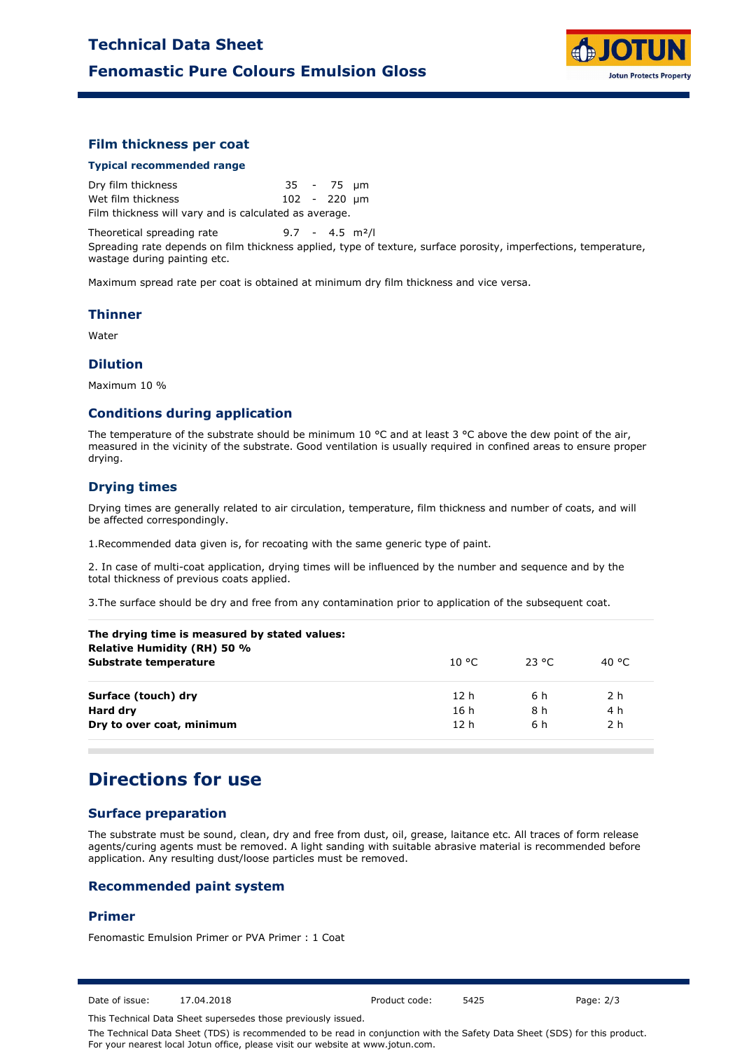## Film thickness per coat

### Typical recommended range

| | | |
|---|---|---|
| Dry film thickness | 35 - 75 | µm |
| Wet film thickness | 102 - 220 | µm |

Film thickness will vary and is calculated as average.

| | | |
|---|---|---|
| Theoretical spreading rate | 9.7 - 4.5 | m²/l |

Spreading rate depends on film thickness applied, type of texture, surface porosity, imperfections, temperature, wastage during painting etc.

Maximum spread rate per coat is obtained at minimum dry film thickness and vice versa.

## Thinner

Water

## Dilution

Maximum 10 %

## Conditions during application

The temperature of the substrate should be minimum 10 °C and at least 3 °C above the dew point of the air, measured in the vicinity of the substrate. Good ventilation is usually required in confined areas to ensure proper drying.

## Drying times

Drying times are generally related to air circulation, temperature, film thickness and number of coats, and will be affected correspondingly.

1.Recommended data given is, for recoating with the same generic type of paint.

2. In case of multi-coat application, drying times will be influenced by the number and sequence and by the total thickness of previous coats applied.

3.The surface should be dry and free from any contamination prior to application of the subsequent coat.

| **The drying time is measured by stated values:** **Relative Humidity (RH) 50 %** **Substrate temperature** | 10 °C | 23 °C | 40 °C |
|---|---|---|---|
| **Surface (touch) dry** | 12 h | 6 h | 2 h |
| **Hard dry** | 16 h | 8 h | 4 h |
| **Dry to over coat, minimum** | 12 h | 6 h | 2 h |

# Directions for use

## Surface preparation

The substrate must be sound, clean, dry and free from dust, oil, grease, laitance etc. All traces of form release agents/curing agents must be removed. A light sanding with suitable abrasive material is recommended before application. Any resulting dust/loose particles must be removed.

## Recommended paint system

## Primer

Fenomastic Emulsion Primer or PVA Primer : 1 Coat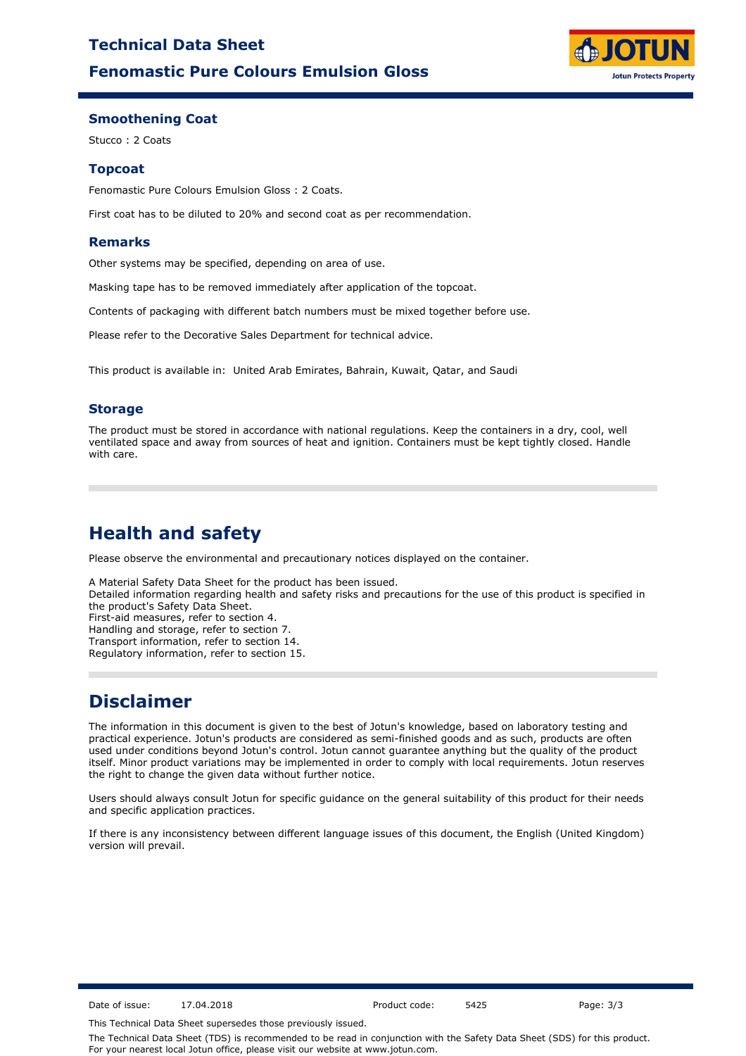### Smoothening Coat

Stucco : 2 Coats

### Topcoat

Fenomastic Pure Colours Emulsion Gloss : 2 Coats.

First coat has to be diluted to 20% and second coat as per recommendation.

### Remarks

Other systems may be specified, depending on area of use.

Masking tape has to be removed immediately after application of the topcoat.

Contents of packaging with different batch numbers must be mixed together before use.

Please refer to the Decorative Sales Department for technical advice.

This product is available in: United Arab Emirates, Bahrain, Kuwait, Qatar, and Saudi

### Storage

The product must be stored in accordance with national regulations. Keep the containers in a dry, cool, well ventilated space and away from sources of heat and ignition. Containers must be kept tightly closed. Handle with care.

## Health and safety

Please observe the environmental and precautionary notices displayed on the container.

A Material Safety Data Sheet for the product has been issued.
Detailed information regarding health and safety risks and precautions for the use of this product is specified in the product's Safety Data Sheet.
First-aid measures, refer to section 4.
Handling and storage, refer to section 7.
Transport information, refer to section 14.
Regulatory information, refer to section 15.

## Disclaimer

The information in this document is given to the best of Jotun's knowledge, based on laboratory testing and practical experience. Jotun's products are considered as semi-finished goods and as such, products are often used under conditions beyond Jotun's control. Jotun cannot guarantee anything but the quality of the product itself. Minor product variations may be implemented in order to comply with local requirements. Jotun reserves the right to change the given data without further notice.

Users should always consult Jotun for specific guidance on the general suitability of this product for their needs and specific application practices.

If there is any inconsistency between different language issues of this document, the English (United Kingdom) version will prevail.